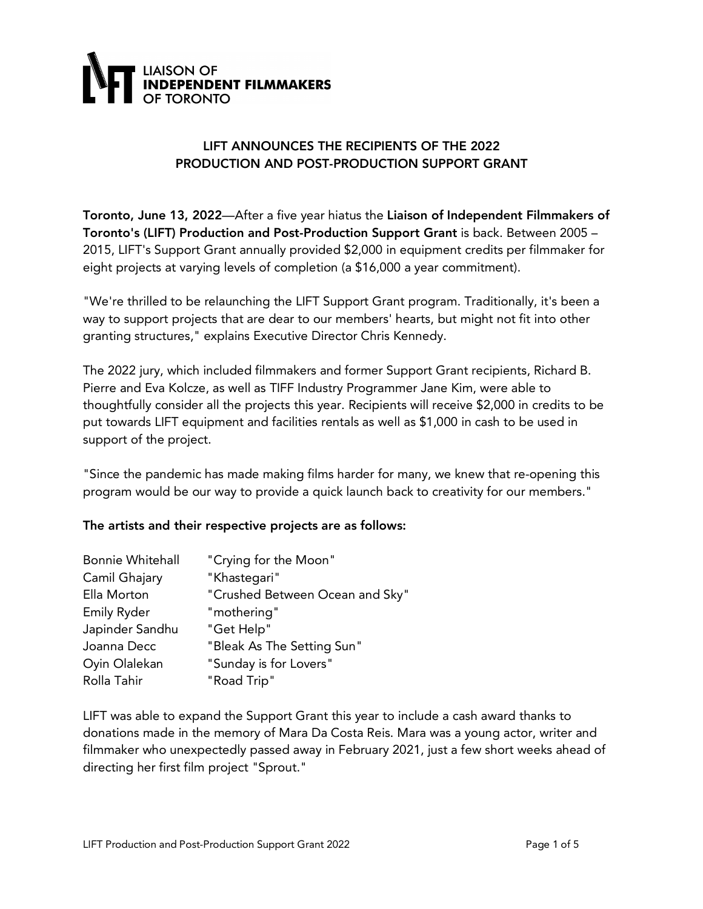LIAISON OF **INDEPENDENT FILMMAKERS** OF TORONTO

## LIFT ANNOUNCES THE RECIPIENTS OF THE 2022 PRODUCTION AND POST-PRODUCTION SUPPORT GRANT

**Toronto, June 13, 2022**—After a five year hiatus the **Liaison of Independent Filmmakers of Toronto's (LIFT) Production and Post-Production Support Grant** is back. Between 2005 – 2015, LIFT's Support Grant annually provided $2,000 in equipment credits per filmmaker for eight projects at varying levels of completion (a $16,000 a year commitment).

"We're thrilled to be relaunching the LIFT Support Grant program. Traditionally, it's been a way to support projects that are dear to our members' hearts, but might not fit into other granting structures," explains Executive Director Chris Kennedy.

The 2022 jury, which included filmmakers and former Support Grant recipients, Richard B. Pierre and Eva Kolcze, as well as TIFF Industry Programmer Jane Kim, were able to thoughtfully consider all the projects this year. Recipients will receive $2,000 in credits to be put towards LIFT equipment and facilities rentals as well as $1,000 in cash to be used in support of the project.

"Since the pandemic has made making films harder for many, we knew that re-opening this program would be our way to provide a quick launch back to creativity for our members."

**The artists and their respective projects are as follows:**

| Artist | Project |
|---|---|
| Bonnie Whitehall | "Crying for the Moon" |
| Camil Ghajary | "Khastegari" |
| Ella Morton | "Crushed Between Ocean and Sky" |
| Emily Ryder | "mothering" |
| Japinder Sandhu | "Get Help" |
| Joanna Decc | "Bleak As The Setting Sun" |
| Oyin Olalekan | "Sunday is for Lovers" |
| Rolla Tahir | "Road Trip" |

LIFT was able to expand the Support Grant this year to include a cash award thanks to donations made in the memory of Mara Da Costa Reis. Mara was a young actor, writer and filmmaker who unexpectedly passed away in February 2021, just a few short weeks ahead of directing her first film project "Sprout."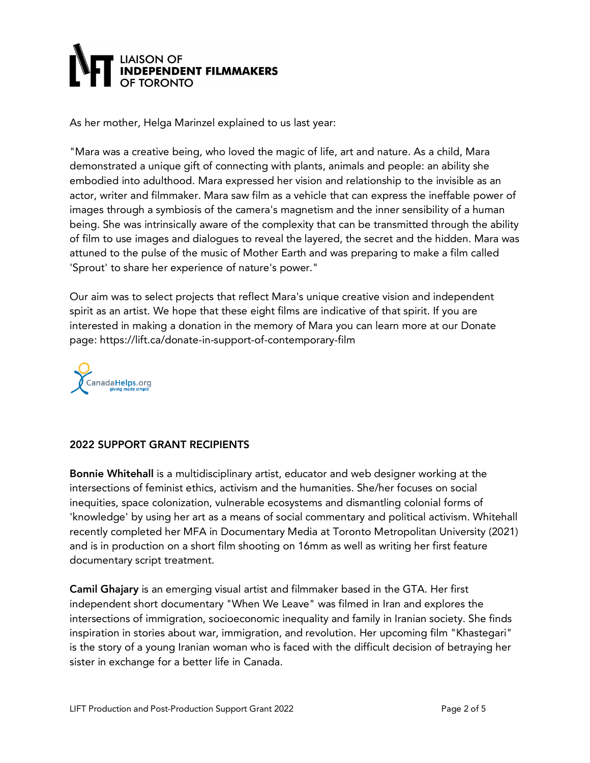As her mother, Helga Marinzel explained to us last year:

"Mara was a creative being, who loved the magic of life, art and nature. As a child, Mara demonstrated a unique gift of connecting with plants, animals and people: an ability she embodied into adulthood. Mara expressed her vision and relationship to the invisible as an actor, writer and filmmaker. Mara saw film as a vehicle that can express the ineffable power of images through a symbiosis of the camera's magnetism and the inner sensibility of a human being. She was intrinsically aware of the complexity that can be transmitted through the ability of film to use images and dialogues to reveal the layered, the secret and the hidden. Mara was attuned to the pulse of the music of Mother Earth and was preparing to make a film called 'Sprout' to share her experience of nature's power."

Our aim was to select projects that reflect Mara's unique creative vision and independent spirit as an artist. We hope that these eight films are indicative of that spirit. If you are interested in making a donation in the memory of Mara you can learn more at our Donate page: https://lift.ca/donate-in-support-of-contemporary-film

## 2022 SUPPORT GRANT RECIPIENTS

**Bonnie Whitehall** is a multidisciplinary artist, educator and web designer working at the intersections of feminist ethics, activism and the humanities. She/her focuses on social inequities, space colonization, vulnerable ecosystems and dismantling colonial forms of 'knowledge' by using her art as a means of social commentary and political activism. Whitehall recently completed her MFA in Documentary Media at Toronto Metropolitan University (2021) and is in production on a short film shooting on 16mm as well as writing her first feature documentary script treatment.

**Camil Ghajary** is an emerging visual artist and filmmaker based in the GTA. Her first independent short documentary "When We Leave" was filmed in Iran and explores the intersections of immigration, socioeconomic inequality and family in Iranian society. She finds inspiration in stories about war, immigration, and revolution. Her upcoming film "Khastegari" is the story of a young Iranian woman who is faced with the difficult decision of betraying her sister in exchange for a better life in Canada.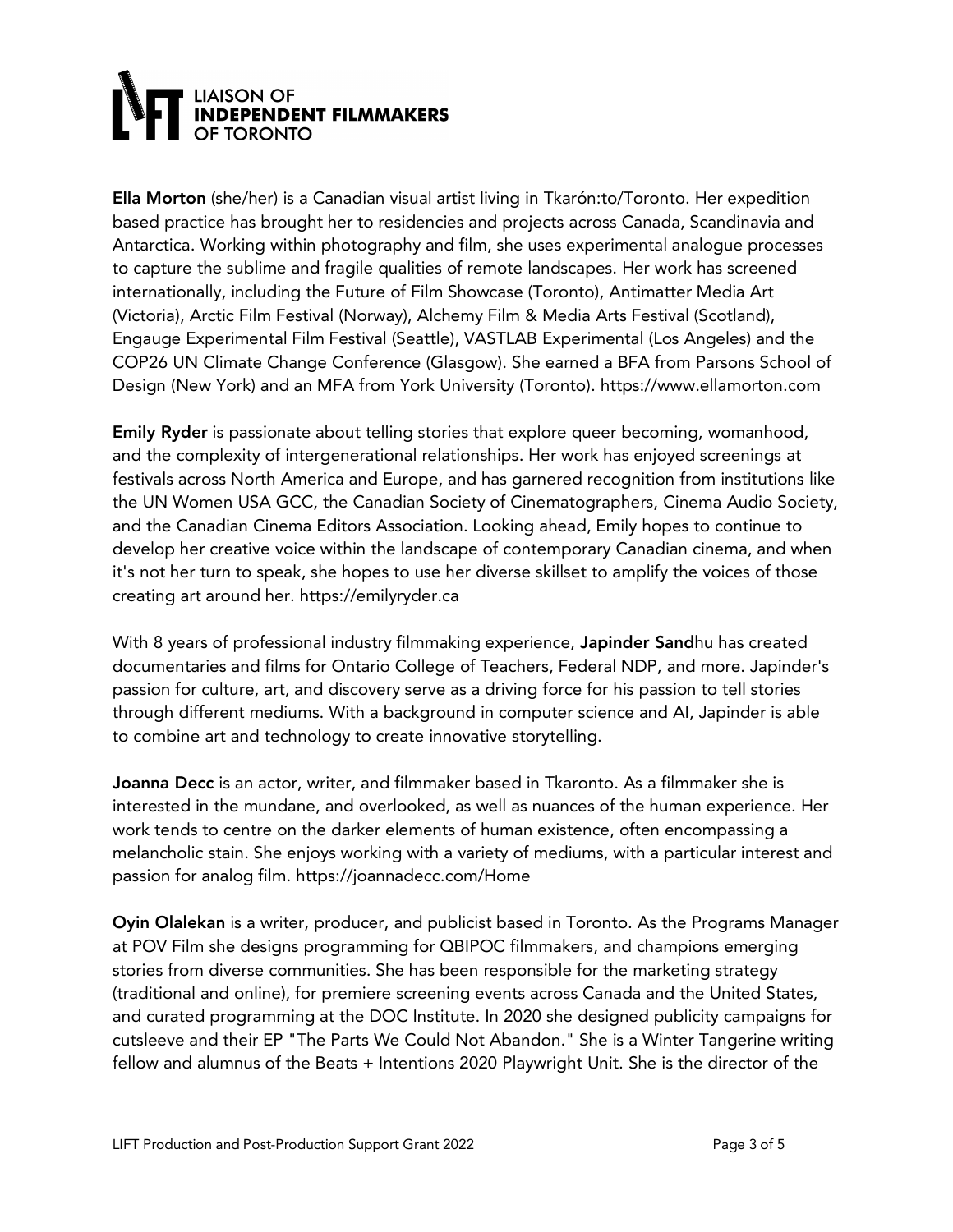**Ella Morton** (she/her) is a Canadian visual artist living in Tkarón:to/Toronto. Her expedition based practice has brought her to residencies and projects across Canada, Scandinavia and Antarctica. Working within photography and film, she uses experimental analogue processes to capture the sublime and fragile qualities of remote landscapes. Her work has screened internationally, including the Future of Film Showcase (Toronto), Antimatter Media Art (Victoria), Arctic Film Festival (Norway), Alchemy Film & Media Arts Festival (Scotland), Engauge Experimental Film Festival (Seattle), VASTLAB Experimental (Los Angeles) and the COP26 UN Climate Change Conference (Glasgow). She earned a BFA from Parsons School of Design (New York) and an MFA from York University (Toronto). https://www.ellamorton.com

**Emily Ryder** is passionate about telling stories that explore queer becoming, womanhood, and the complexity of intergenerational relationships. Her work has enjoyed screenings at festivals across North America and Europe, and has garnered recognition from institutions like the UN Women USA GCC, the Canadian Society of Cinematographers, Cinema Audio Society, and the Canadian Cinema Editors Association. Looking ahead, Emily hopes to continue to develop her creative voice within the landscape of contemporary Canadian cinema, and when it's not her turn to speak, she hopes to use her diverse skillset to amplify the voices of those creating art around her. https://emilyryder.ca

With 8 years of professional industry filmmaking experience, **Japinder Sand**hu has created documentaries and films for Ontario College of Teachers, Federal NDP, and more. Japinder's passion for culture, art, and discovery serve as a driving force for his passion to tell stories through different mediums. With a background in computer science and AI, Japinder is able to combine art and technology to create innovative storytelling.

**Joanna Decc** is an actor, writer, and filmmaker based in Tkaronto. As a filmmaker she is interested in the mundane, and overlooked, as well as nuances of the human experience. Her work tends to centre on the darker elements of human existence, often encompassing a melancholic stain. She enjoys working with a variety of mediums, with a particular interest and passion for analog film. https://joannadecc.com/Home

**Oyin Olalekan** is a writer, producer, and publicist based in Toronto. As the Programs Manager at POV Film she designs programming for QBIPOC filmmakers, and champions emerging stories from diverse communities. She has been responsible for the marketing strategy (traditional and online), for premiere screening events across Canada and the United States, and curated programming at the DOC Institute. In 2020 she designed publicity campaigns for cutsleeve and their EP "The Parts We Could Not Abandon." She is a Winter Tangerine writing fellow and alumnus of the Beats + Intentions 2020 Playwright Unit. She is the director of the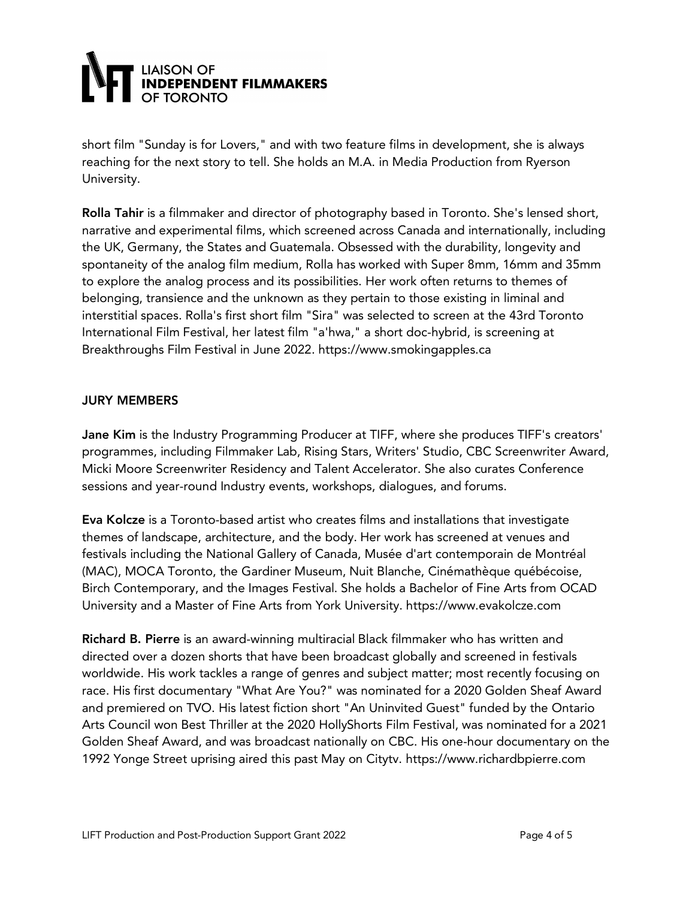short film "Sunday is for Lovers," and with two feature films in development, she is always reaching for the next story to tell. She holds an M.A. in Media Production from Ryerson University.

**Rolla Tahir** is a filmmaker and director of photography based in Toronto. She's lensed short, narrative and experimental films, which screened across Canada and internationally, including the UK, Germany, the States and Guatemala. Obsessed with the durability, longevity and spontaneity of the analog film medium, Rolla has worked with Super 8mm, 16mm and 35mm to explore the analog process and its possibilities. Her work often returns to themes of belonging, transience and the unknown as they pertain to those existing in liminal and interstitial spaces. Rolla's first short film "Sira" was selected to screen at the 43rd Toronto International Film Festival, her latest film "a'hwa," a short doc-hybrid, is screening at Breakthroughs Film Festival in June 2022. https://www.smokingapples.ca

## JURY MEMBERS

**Jane Kim** is the Industry Programming Producer at TIFF, where she produces TIFF's creators' programmes, including Filmmaker Lab, Rising Stars, Writers' Studio, CBC Screenwriter Award, Micki Moore Screenwriter Residency and Talent Accelerator. She also curates Conference sessions and year-round Industry events, workshops, dialogues, and forums.

**Eva Kolcze** is a Toronto-based artist who creates films and installations that investigate themes of landscape, architecture, and the body. Her work has screened at venues and festivals including the National Gallery of Canada, Musée d'art contemporain de Montréal (MAC), MOCA Toronto, the Gardiner Museum, Nuit Blanche, Cinémathèque québécoise, Birch Contemporary, and the Images Festival. She holds a Bachelor of Fine Arts from OCAD University and a Master of Fine Arts from York University. https://www.evakolcze.com

**Richard B. Pierre** is an award-winning multiracial Black filmmaker who has written and directed over a dozen shorts that have been broadcast globally and screened in festivals worldwide. His work tackles a range of genres and subject matter; most recently focusing on race. His first documentary "What Are You?" was nominated for a 2020 Golden Sheaf Award and premiered on TVO. His latest fiction short "An Uninvited Guest" funded by the Ontario Arts Council won Best Thriller at the 2020 HollyShorts Film Festival, was nominated for a 2021 Golden Sheaf Award, and was broadcast nationally on CBC. His one-hour documentary on the 1992 Yonge Street uprising aired this past May on Citytv. https://www.richardbpierre.com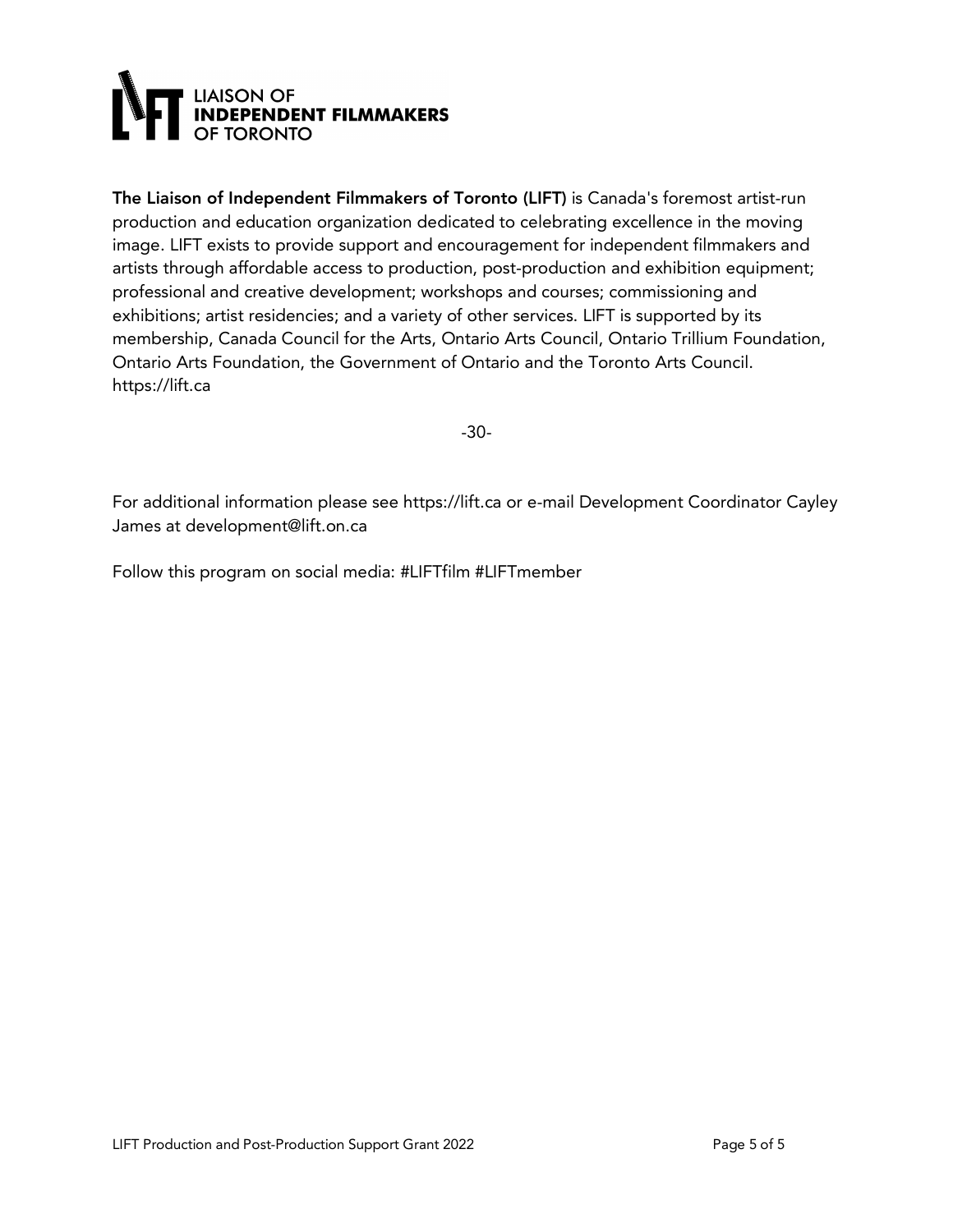LIAISON OF
**INDEPENDENT FILMMAKERS**
OF TORONTO

**The Liaison of Independent Filmmakers of Toronto (LIFT)** is Canada's foremost artist-run production and education organization dedicated to celebrating excellence in the moving image. LIFT exists to provide support and encouragement for independent filmmakers and artists through affordable access to production, post-production and exhibition equipment; professional and creative development; workshops and courses; commissioning and exhibitions; artist residencies; and a variety of other services. LIFT is supported by its membership, Canada Council for the Arts, Ontario Arts Council, Ontario Trillium Foundation, Ontario Arts Foundation, the Government of Ontario and the Toronto Arts Council. https://lift.ca

-30-

For additional information please see https://lift.ca or e-mail Development Coordinator Cayley James at development@lift.on.ca

Follow this program on social media: #LIFTfilm #LIFTmember